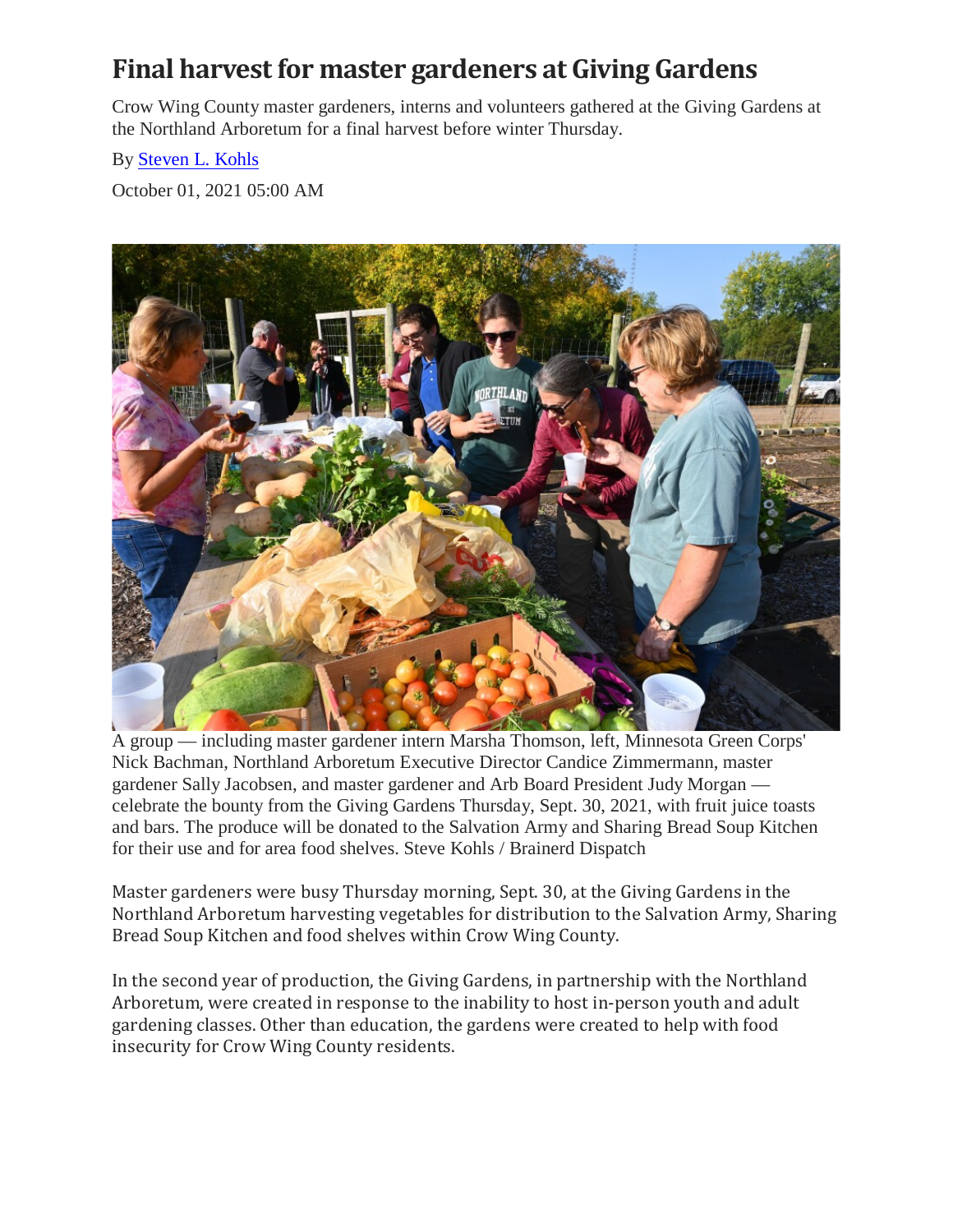# Final harvest for master gardeners at Giving Gardens

Crow Wing County master gardeners, interns and volunteers gathered at the Giving Gardens at the Northland Arboretum for a final harvest before winter Thursday.

By Steven L. Kohls

October 01, 2021 05:00 AM

A group — including master gardener intern Marsha Thomson, left, Minnesota Green Corps' Nick Bachman, Northland Arboretum Executive Director Candice Zimmermann, master gardener Sally Jacobsen, and master gardener and Arb Board President Judy Morgan — celebrate the bounty from the Giving Gardens Thursday, Sept. 30, 2021, with fruit juice toasts and bars. The produce will be donated to the Salvation Army and Sharing Bread Soup Kitchen for their use and for area food shelves. Steve Kohls / Brainerd Dispatch

Master gardeners were busy Thursday morning, Sept. 30, at the Giving Gardens in the Northland Arboretum harvesting vegetables for distribution to the Salvation Army, Sharing Bread Soup Kitchen and food shelves within Crow Wing County.

In the second year of production, the Giving Gardens, in partnership with the Northland Arboretum, were created in response to the inability to host in-person youth and adult gardening classes. Other than education, the gardens were created to help with food insecurity for Crow Wing County residents.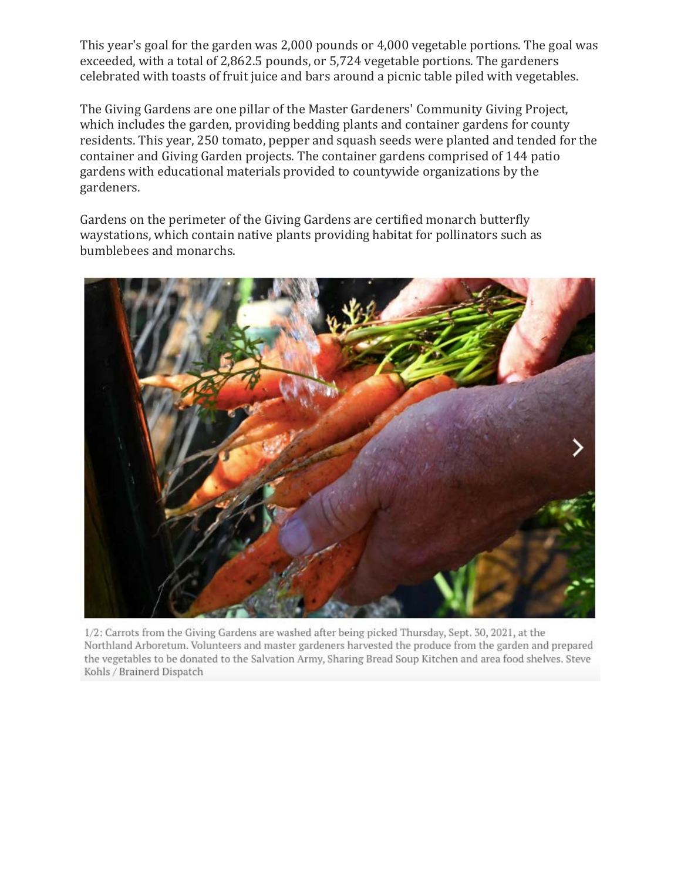This year's goal for the garden was 2,000 pounds or 4,000 vegetable portions. The goal was exceeded, with a total of 2,862.5 pounds, or 5,724 vegetable portions. The gardeners celebrated with toasts of fruit juice and bars around a picnic table piled with vegetables.

The Giving Gardens are one pillar of the Master Gardeners' Community Giving Project, which includes the garden, providing bedding plants and container gardens for county residents. This year, 250 tomato, pepper and squash seeds were planted and tended for the container and Giving Garden projects. The container gardens comprised of 144 patio gardens with educational materials provided to countywide organizations by the gardeners.

Gardens on the perimeter of the Giving Gardens are certified monarch butterfly waystations, which contain native plants providing habitat for pollinators such as bumblebees and monarchs.

1/2: Carrots from the Giving Gardens are washed after being picked Thursday, Sept. 30, 2021, at the Northland Arboretum. Volunteers and master gardeners harvested the produce from the garden and prepared the vegetables to be donated to the Salvation Army, Sharing Bread Soup Kitchen and area food shelves. Steve Kohls / Brainerd Dispatch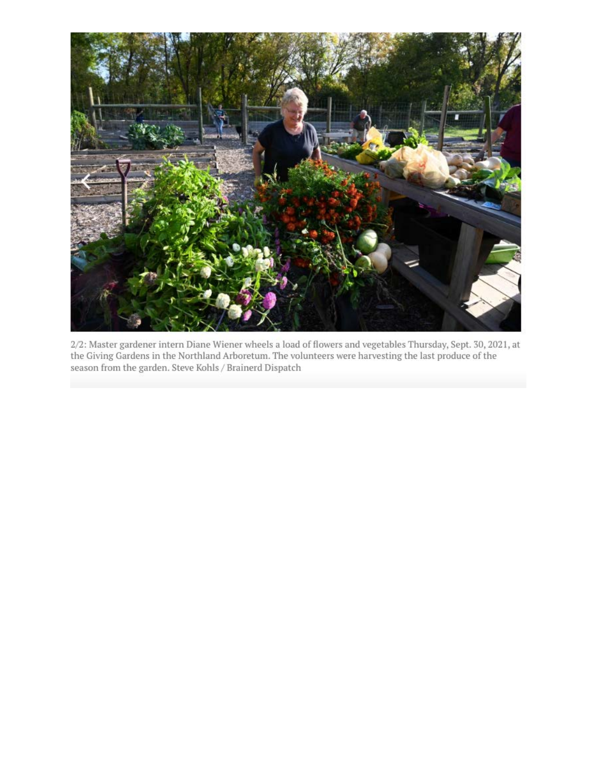2/2: Master gardener intern Diane Wiener wheels a load of flowers and vegetables Thursday, Sept. 30, 2021, at the Giving Gardens in the Northland Arboretum. The volunteers were harvesting the last produce of the season from the garden. Steve Kohls / Brainerd Dispatch